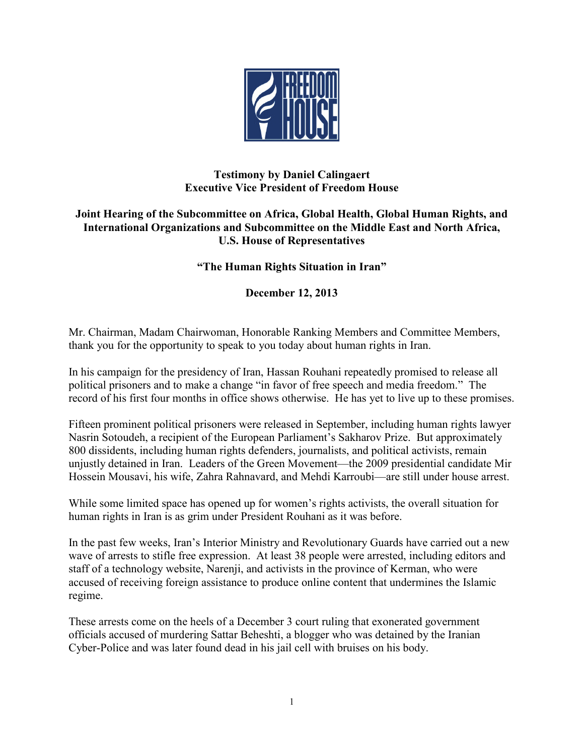**Testimony by Daniel Calingaert**
**Executive Vice President of Freedom House**

**Joint Hearing of the Subcommittee on Africa, Global Health, Global Human Rights, and International Organizations and Subcommittee on the Middle East and North Africa, U.S. House of Representatives**

**"The Human Rights Situation in Iran"**

**December 12, 2013**

Mr. Chairman, Madam Chairwoman, Honorable Ranking Members and Committee Members, thank you for the opportunity to speak to you today about human rights in Iran.

In his campaign for the presidency of Iran, Hassan Rouhani repeatedly promised to release all political prisoners and to make a change "in favor of free speech and media freedom." The record of his first four months in office shows otherwise. He has yet to live up to these promises.

Fifteen prominent political prisoners were released in September, including human rights lawyer Nasrin Sotoudeh, a recipient of the European Parliament's Sakharov Prize. But approximately 800 dissidents, including human rights defenders, journalists, and political activists, remain unjustly detained in Iran. Leaders of the Green Movement—the 2009 presidential candidate Mir Hossein Mousavi, his wife, Zahra Rahnavard, and Mehdi Karroubi—are still under house arrest.

While some limited space has opened up for women's rights activists, the overall situation for human rights in Iran is as grim under President Rouhani as it was before.

In the past few weeks, Iran's Interior Ministry and Revolutionary Guards have carried out a new wave of arrests to stifle free expression. At least 38 people were arrested, including editors and staff of a technology website, Narenji, and activists in the province of Kerman, who were accused of receiving foreign assistance to produce online content that undermines the Islamic regime.

These arrests come on the heels of a December 3 court ruling that exonerated government officials accused of murdering Sattar Beheshti, a blogger who was detained by the Iranian Cyber-Police and was later found dead in his jail cell with bruises on his body.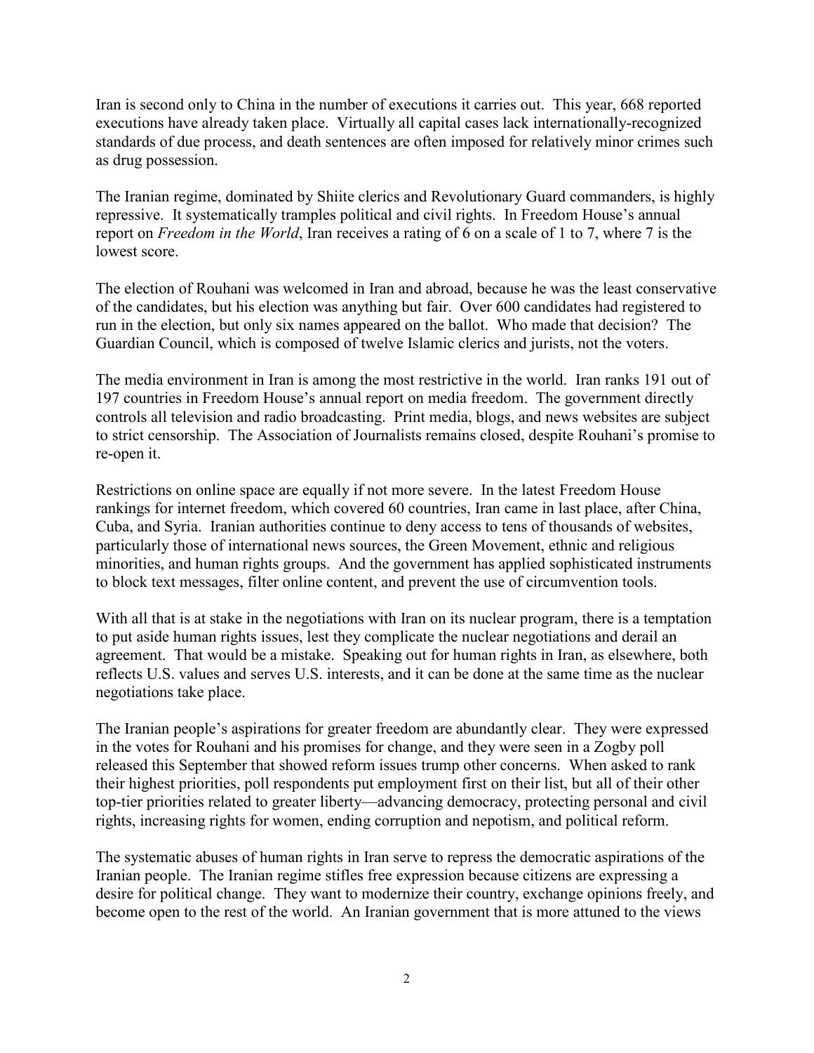Iran is second only to China in the number of executions it carries out. This year, 668 reported executions have already taken place. Virtually all capital cases lack internationally-recognized standards of due process, and death sentences are often imposed for relatively minor crimes such as drug possession.

The Iranian regime, dominated by Shiite clerics and Revolutionary Guard commanders, is highly repressive. It systematically tramples political and civil rights. In Freedom House's annual report on *Freedom in the World*, Iran receives a rating of 6 on a scale of 1 to 7, where 7 is the lowest score.

The election of Rouhani was welcomed in Iran and abroad, because he was the least conservative of the candidates, but his election was anything but fair. Over 600 candidates had registered to run in the election, but only six names appeared on the ballot. Who made that decision? The Guardian Council, which is composed of twelve Islamic clerics and jurists, not the voters.

The media environment in Iran is among the most restrictive in the world. Iran ranks 191 out of 197 countries in Freedom House's annual report on media freedom. The government directly controls all television and radio broadcasting. Print media, blogs, and news websites are subject to strict censorship. The Association of Journalists remains closed, despite Rouhani's promise to re-open it.

Restrictions on online space are equally if not more severe. In the latest Freedom House rankings for internet freedom, which covered 60 countries, Iran came in last place, after China, Cuba, and Syria. Iranian authorities continue to deny access to tens of thousands of websites, particularly those of international news sources, the Green Movement, ethnic and religious minorities, and human rights groups. And the government has applied sophisticated instruments to block text messages, filter online content, and prevent the use of circumvention tools.

With all that is at stake in the negotiations with Iran on its nuclear program, there is a temptation to put aside human rights issues, lest they complicate the nuclear negotiations and derail an agreement. That would be a mistake. Speaking out for human rights in Iran, as elsewhere, both reflects U.S. values and serves U.S. interests, and it can be done at the same time as the nuclear negotiations take place.

The Iranian people's aspirations for greater freedom are abundantly clear. They were expressed in the votes for Rouhani and his promises for change, and they were seen in a Zogby poll released this September that showed reform issues trump other concerns. When asked to rank their highest priorities, poll respondents put employment first on their list, but all of their other top-tier priorities related to greater liberty—advancing democracy, protecting personal and civil rights, increasing rights for women, ending corruption and nepotism, and political reform.

The systematic abuses of human rights in Iran serve to repress the democratic aspirations of the Iranian people. The Iranian regime stifles free expression because citizens are expressing a desire for political change. They want to modernize their country, exchange opinions freely, and become open to the rest of the world. An Iranian government that is more attuned to the views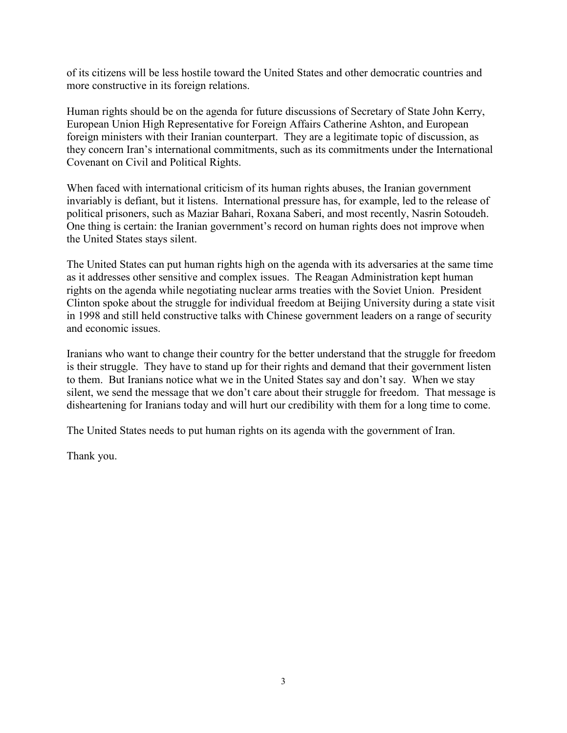of its citizens will be less hostile toward the United States and other democratic countries and more constructive in its foreign relations.

Human rights should be on the agenda for future discussions of Secretary of State John Kerry, European Union High Representative for Foreign Affairs Catherine Ashton, and European foreign ministers with their Iranian counterpart. They are a legitimate topic of discussion, as they concern Iran's international commitments, such as its commitments under the International Covenant on Civil and Political Rights.

When faced with international criticism of its human rights abuses, the Iranian government invariably is defiant, but it listens. International pressure has, for example, led to the release of political prisoners, such as Maziar Bahari, Roxana Saberi, and most recently, Nasrin Sotoudeh. One thing is certain: the Iranian government's record on human rights does not improve when the United States stays silent.

The United States can put human rights high on the agenda with its adversaries at the same time as it addresses other sensitive and complex issues. The Reagan Administration kept human rights on the agenda while negotiating nuclear arms treaties with the Soviet Union. President Clinton spoke about the struggle for individual freedom at Beijing University during a state visit in 1998 and still held constructive talks with Chinese government leaders on a range of security and economic issues.

Iranians who want to change their country for the better understand that the struggle for freedom is their struggle. They have to stand up for their rights and demand that their government listen to them. But Iranians notice what we in the United States say and don't say. When we stay silent, we send the message that we don't care about their struggle for freedom. That message is disheartening for Iranians today and will hurt our credibility with them for a long time to come.

The United States needs to put human rights on its agenda with the government of Iran.

Thank you.